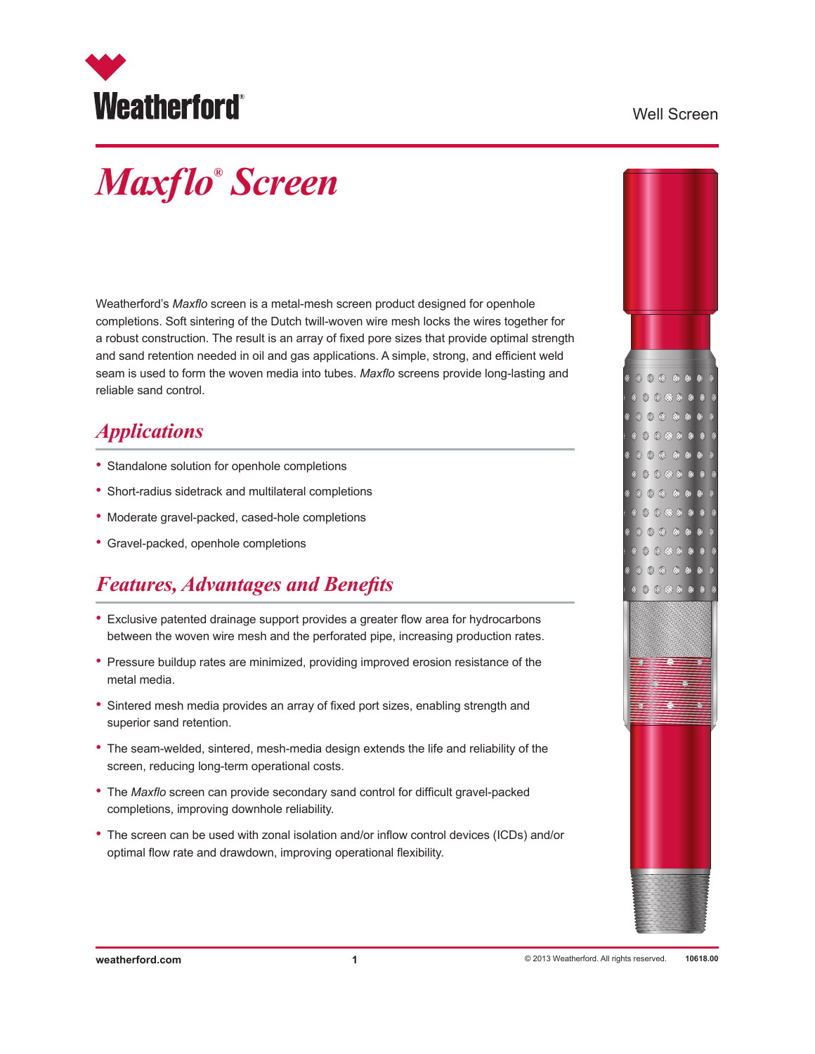# *Maxflo*® Screen

Weatherford's *Maxflo* screen is a metal-mesh screen product designed for openhole completions. Soft sintering of the Dutch twill-woven wire mesh locks the wires together for a robust construction. The result is an array of fixed pore sizes that provide optimal strength and sand retention needed in oil and gas applications. A simple, strong, and efficient weld seam is used to form the woven media into tubes. *Maxflo* screens provide long-lasting and reliable sand control.

## *Applications*

- Standalone solution for openhole completions
- Short-radius sidetrack and multilateral completions
- Moderate gravel-packed, cased-hole completions
- Gravel-packed, openhole completions

## *Features, Advantages and Benefits*

- Exclusive patented drainage support provides a greater flow area for hydrocarbons between the woven wire mesh and the perforated pipe, increasing production rates.
- Pressure buildup rates are minimized, providing improved erosion resistance of the metal media.
- Sintered mesh media provides an array of fixed port sizes, enabling strength and superior sand retention.
- The seam-welded, sintered, mesh-media design extends the life and reliability of the screen, reducing long-term operational costs.
- The *Maxflo* screen can provide secondary sand control for difficult gravel-packed completions, improving downhole reliability.
- The screen can be used with zonal isolation and/or inflow control devices (ICDs) and/or optimal flow rate and drawdown, improving operational flexibility.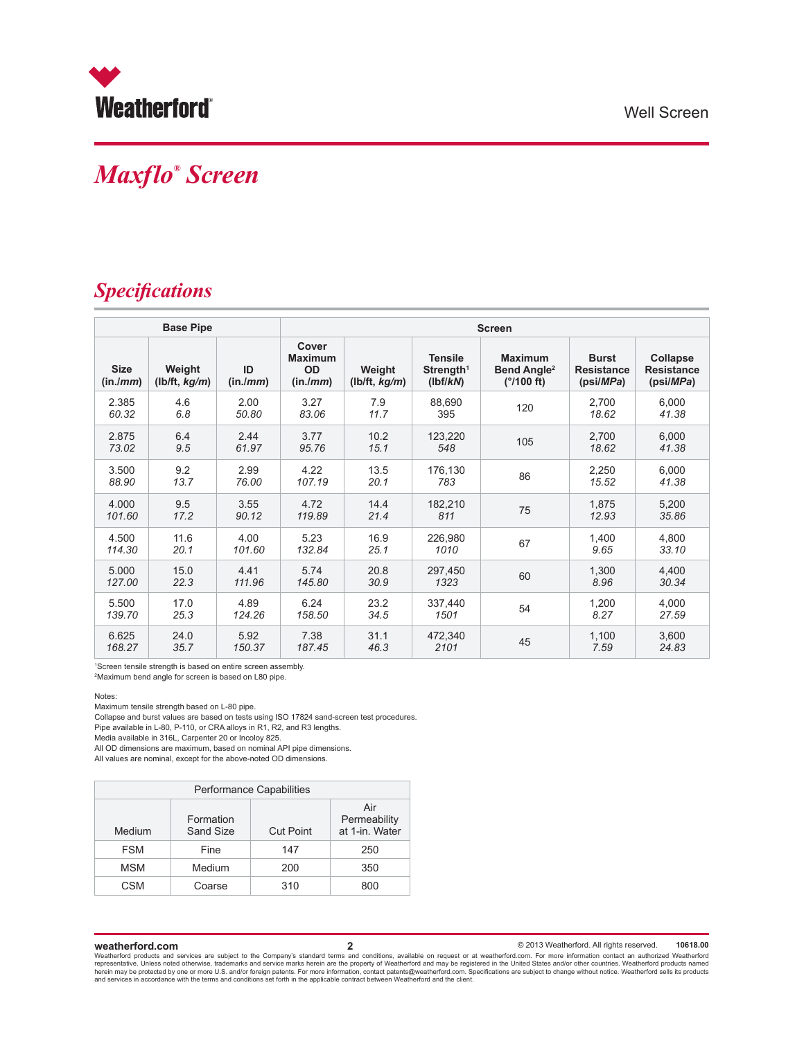# *Maxflo® Screen*

## *Specifications*

| Base Pipe | | | Screen | | | | | |
|---|---|---|---|---|---|---|---|---|
| Size (in./*mm*) | Weight (lb/ft, *kg/m*) | ID (in./*mm*) | Cover Maximum OD (in./*mm*) | Weight (lb/ft, *kg/m*) | Tensile Strength[1] (lbf/*kN*) | Maximum Bend Angle[2] (°/100 ft) | Burst Resistance (psi/*MPa*) | Collapse Resistance (psi/*MPa*) |
| 2.385 *60.32* | 4.6 *6.8* | 2.00 *50.80* | 3.27 *83.06* | 7.9 *11.7* | 88,690 395 | 120 | 2,700 *18.62* | 6,000 *41.38* |
| 2.875 *73.02* | 6.4 *9.5* | 2.44 *61.97* | 3.77 *95.76* | 10.2 *15.1* | 123,220 *548* | 105 | 2,700 *18.62* | 6,000 *41.38* |
| 3.500 *88.90* | 9.2 *13.7* | 2.99 *76.00* | 4.22 *107.19* | 13.5 *20.1* | 176,130 *783* | 86 | 2,250 *15.52* | 6,000 *41.38* |
| 4.000 *101.60* | 9.5 *17.2* | 3.55 *90.12* | 4.72 *119.89* | 14.4 *21.4* | 182,210 *811* | 75 | 1,875 *12.93* | 5,200 *35.86* |
| 4.500 *114.30* | 11.6 *20.1* | 4.00 *101.60* | 5.23 *132.84* | 16.9 *25.1* | 226,980 *1010* | 67 | 1,400 *9.65* | 4,800 *33.10* |
| 5.000 *127.00* | 15.0 *22.3* | 4.41 *111.96* | 5.74 *145.80* | 20.8 *30.9* | 297,450 *1323* | 60 | 1,300 *8.96* | 4,400 *30.34* |
| 5.500 *139.70* | 17.0 *25.3* | 4.89 *124.26* | 6.24 *158.50* | 23.2 *34.5* | 337,440 *1501* | 54 | 1,200 *8.27* | 4,000 *27.59* |
| 6.625 *168.27* | 24.0 *35.7* | 5.92 *150.37* | 7.38 *187.45* | 31.1 *46.3* | 472,340 *2101* | 45 | 1,100 *7.59* | 3,600 *24.83* |

[1]Screen tensile strength is based on entire screen assembly.
[2]Maximum bend angle for screen is based on L80 pipe.

Notes:
Maximum tensile strength based on L-80 pipe.
Collapse and burst values are based on tests using ISO 17824 sand-screen test procedures.
Pipe available in L-80, P-110, or CRA alloys in R1, R2, and R3 lengths.
Media available in 316L, Carpenter 20 or Incoloy 825.
All OD dimensions are maximum, based on nominal API pipe dimensions.
All values are nominal, except for the above-noted OD dimensions.

| Performance Capabilities | | | |
|---|---|---|---|
| Medium | Formation Sand Size | Cut Point | Air Permeability at 1-in. Water |
| FSM | Fine | 147 | 250 |
| MSM | Medium | 200 | 350 |
| CSM | Coarse | 310 | 800 |

weatherford.com

© 2013 Weatherford. All rights reserved. 10618.00

Weatherford products and services are subject to the Company's standard terms and conditions, available on request or at weatherford.com. For more information contact an authorized Weatherford representative. Unless noted otherwise, trademarks and service marks herein are the property of Weatherford and may be registered in the United States and/or other countries. Weatherford products named herein may be protected by one or more U.S. and/or foreign patents. For more information, contact patents@weatherford.com. Specifications are subject to change without notice. Weatherford sells its products and services in accordance with the terms and conditions set forth in the applicable contract between Weatherford and the client.